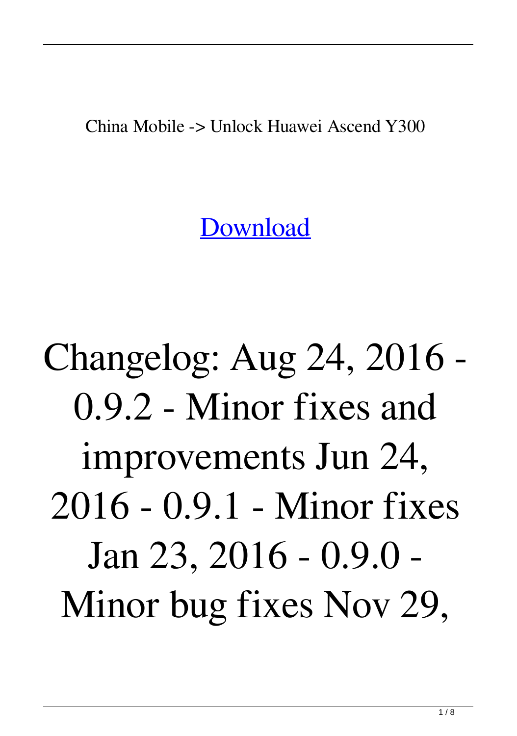China Mobile -> Unlock Huawei Ascend Y300

[Download]

Changelog: Aug 24, 2016 - 0.9.2 - Minor fixes and improvements Jun 24, 2016 - 0.9.1 - Minor fixes Jan 23, 2016 - 0.9.0 - Minor bug fixes Nov 29,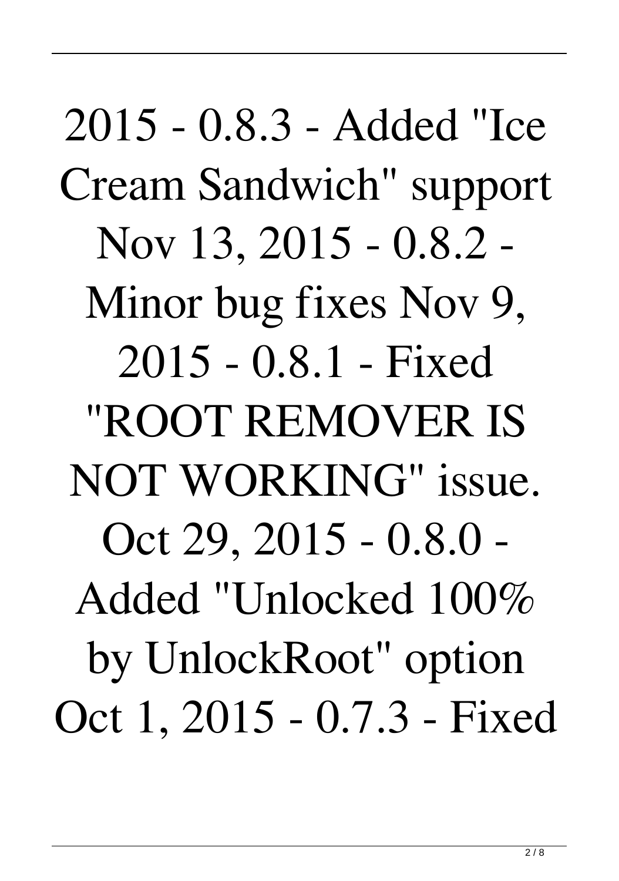2015 - 0.8.3 - Added "Ice Cream Sandwich" support Nov 13, 2015 - 0.8.2 - Minor bug fixes Nov 9, 2015 - 0.8.1 - Fixed "ROOT REMOVER IS NOT WORKING" issue. Oct 29, 2015 - 0.8.0 - Added "Unlocked 100% by UnlockRoot" option Oct 1, 2015 - 0.7.3 - Fixed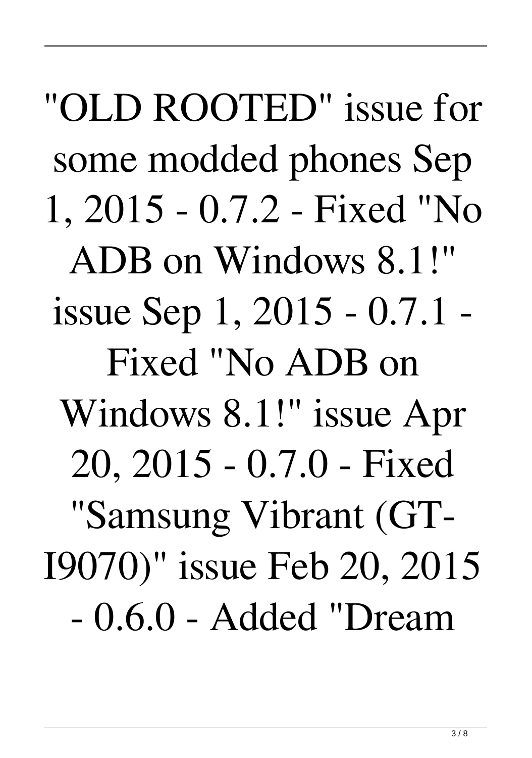"OLD ROOTED" issue for some modded phones Sep 1, 2015 - 0.7.2 - Fixed "No ADB on Windows 8.1!" issue Sep 1, 2015 - 0.7.1 - Fixed "No ADB on Windows 8.1!" issue Apr 20, 2015 - 0.7.0 - Fixed "Samsung Vibrant (GT-I9070)" issue Feb 20, 2015 - 0.6.0 - Added "Dream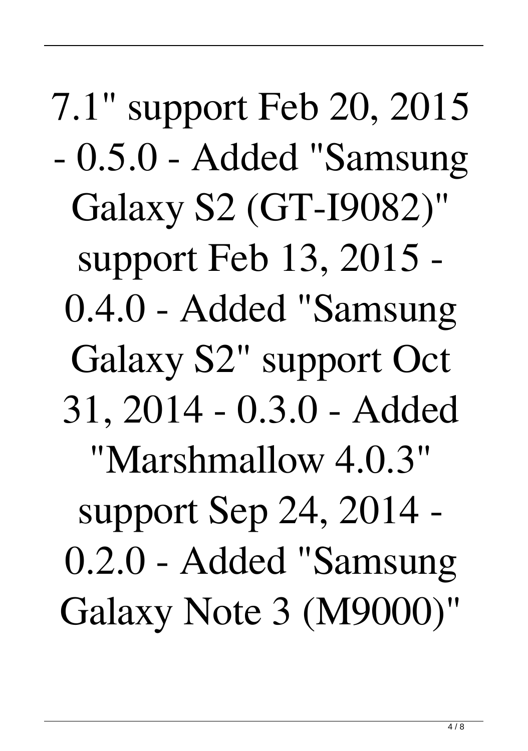7.1" support Feb 20, 2015 - 0.5.0 - Added "Samsung Galaxy S2 (GT-I9082)" support Feb 13, 2015 - 0.4.0 - Added "Samsung Galaxy S2" support Oct 31, 2014 - 0.3.0 - Added "Marshmallow 4.0.3" support Sep 24, 2014 - 0.2.0 - Added "Samsung Galaxy Note 3 (M9000)"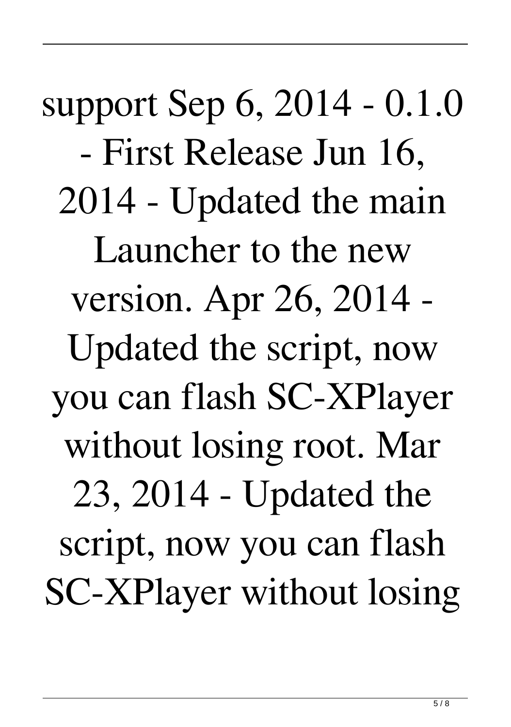support Sep 6, 2014 - 0.1.0 - First Release Jun 16, 2014 - Updated the main Launcher to the new version. Apr 26, 2014 - Updated the script, now you can flash SC-XPlayer without losing root. Mar 23, 2014 - Updated the script, now you can flash SC-XPlayer without losing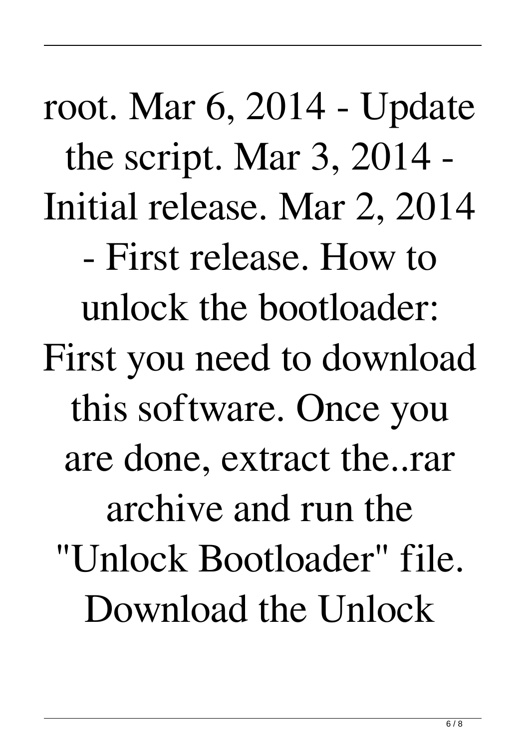root. Mar 6, 2014 - Update the script. Mar 3, 2014 - Initial release. Mar 2, 2014 - First release. How to unlock the bootloader: First you need to download this software. Once you are done, extract the..rar archive and run the "Unlock Bootloader" file. Download the Unlock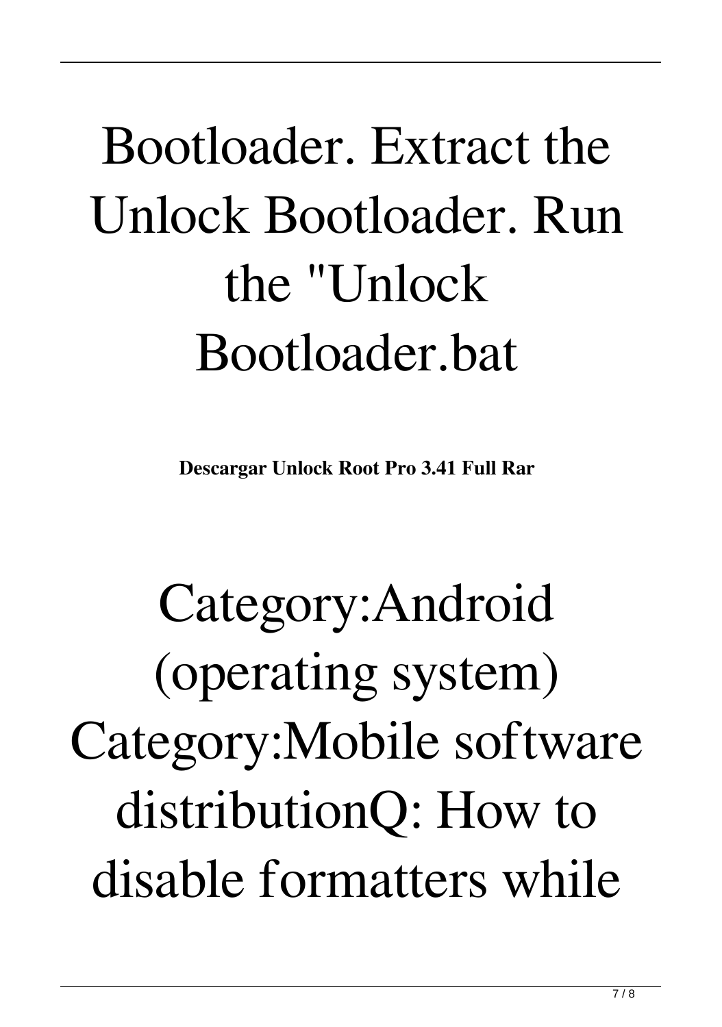Bootloader. Extract the Unlock Bootloader. Run the "Unlock Bootloader.bat

**Descargar Unlock Root Pro 3.41 Full Rar**

Category:Android (operating system) Category:Mobile software distributionQ: How to disable formatters while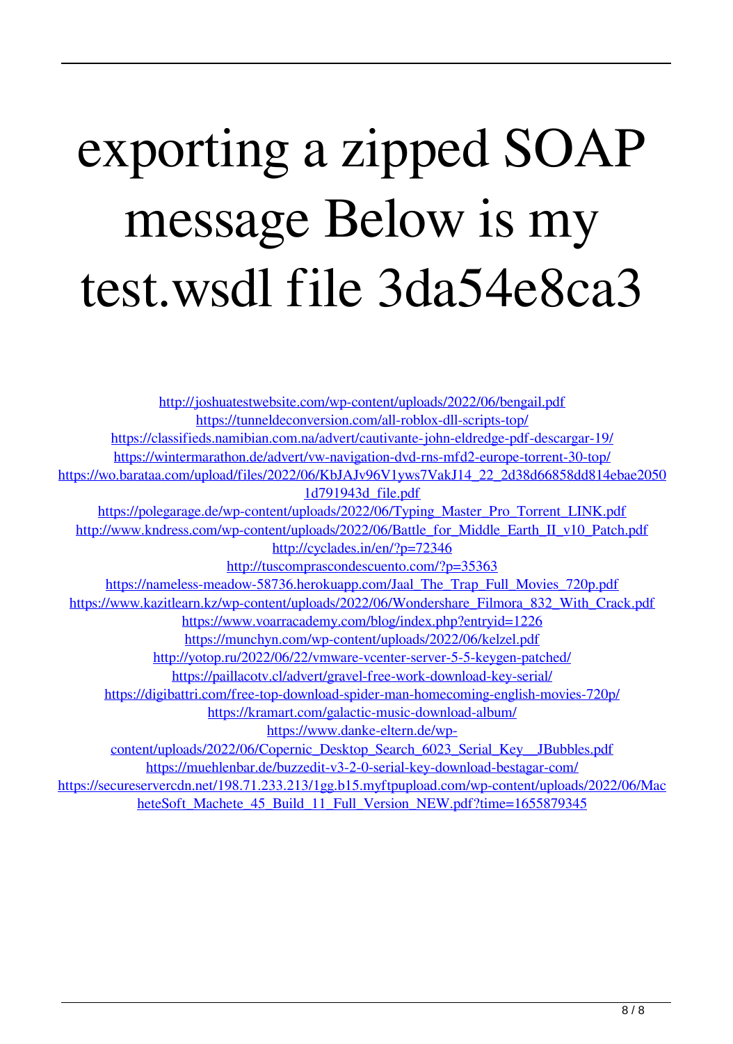# exporting a zipped SOAP message Below is my test.wsdl file 3da54e8ca3

http://joshuatestwebsite.com/wp-content/uploads/2022/06/bengail.pdf
https://tunneldeconversion.com/all-roblox-dll-scripts-top/
https://classifieds.namibian.com.na/advert/cautivante-john-eldredge-pdf-descargar-19/
https://wintermarathon.de/advert/vw-navigation-dvd-rns-mfd2-europe-torrent-30-top/
https://wo.barataa.com/upload/files/2022/06/KbJAJv96V1yws7VakJ14_22_2d38d66858dd814ebae20501d791943d_file.pdf
https://polegarage.de/wp-content/uploads/2022/06/Typing_Master_Pro_Torrent_LINK.pdf
http://www.kndress.com/wp-content/uploads/2022/06/Battle_for_Middle_Earth_II_v10_Patch.pdf
http://cyclades.in/en/?p=72346
http://tuscomprascondescuento.com/?p=35363
https://nameless-meadow-58736.herokuapp.com/Jaal_The_Trap_Full_Movies_720p.pdf
https://www.kazitlearn.kz/wp-content/uploads/2022/06/Wondershare_Filmora_832_With_Crack.pdf
https://www.voarracademy.com/blog/index.php?entryid=1226
https://munchyn.com/wp-content/uploads/2022/06/kelzel.pdf
http://yotop.ru/2022/06/22/vmware-vcenter-server-5-5-keygen-patched/
https://paillacotv.cl/advert/gravel-free-work-download-key-serial/
https://digibattri.com/free-top-download-spider-man-homecoming-english-movies-720p/
https://kramart.com/galactic-music-download-album/
https://www.danke-eltern.de/wp-content/uploads/2022/06/Copernic_Desktop_Search_6023_Serial_Key__JBubbles.pdf
https://muehlenbar.de/buzzedit-v3-2-0-serial-key-download-bestagar-com/
https://secureservercdn.net/198.71.233.213/1gg.b15.myftpupload.com/wp-content/uploads/2022/06/MacheteSoft_Machete_45_Build_11_Full_Version_NEW.pdf?time=1655879345